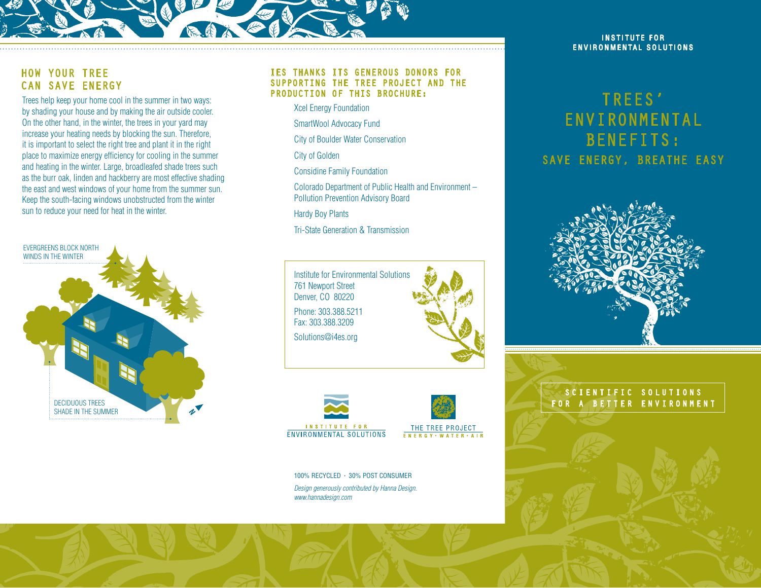## HOW YOUR TREE CAN SAVE ENERGY

Trees help keep your home cool in the summer in two ways: by shading your house and by making the air outside cooler. On the other hand, in the winter, the trees in your yard may increase your heating needs by blocking the sun. Therefore, it is important to select the right tree and plant it in the right place to maximize energy efficiency for cooling in the summer and heating in the winter. Large, broadleafed shade trees such as the burr oak, linden and hackberry are most effective shading the east and west windows of your home from the summer sun. Keep the south-facing windows unobstructed from the winter sun to reduce your need for heat in the winter.

EVERGREENS BLOCK NORTH WINDS IN THE WINTER

DECIDUOUS TREES SHADE IN THE SUMMER

## IES THANKS ITS GENEROUS DONORS FOR SUPPORTING THE TREE PROJECT AND THE PRODUCTION OF THIS BROCHURE:

- Xcel Energy Foundation
- SmartWool Advocacy Fund
- City of Boulder Water Conservation
- City of Golden
- Considine Family Foundation
- Colorado Department of Public Health and Environment – Pollution Prevention Advisory Board
- Hardy Boy Plants
- Tri-State Generation & Transmission

Institute for Environmental Solutions
761 Newport Street
Denver, CO 80220

Phone: 303.388.5211
Fax: 303.388.3209

Solutions@i4es.org

INSTITUTE FOR ENVIRONMENTAL SOLUTIONS

THE TREE PROJECT
ENERGY · WATER · AIR

100% RECYCLED · 30% POST CONSUMER

*Design generously contributed by Hanna Design.*
*www.hannadesign.com*

INSTITUTE FOR ENVIRONMENTAL SOLUTIONS

# TREES' ENVIRONMENTAL BENEFITS:

## SAVE ENERGY, BREATHE EASY

SCIENTIFIC SOLUTIONS FOR A BETTER ENVIRONMENT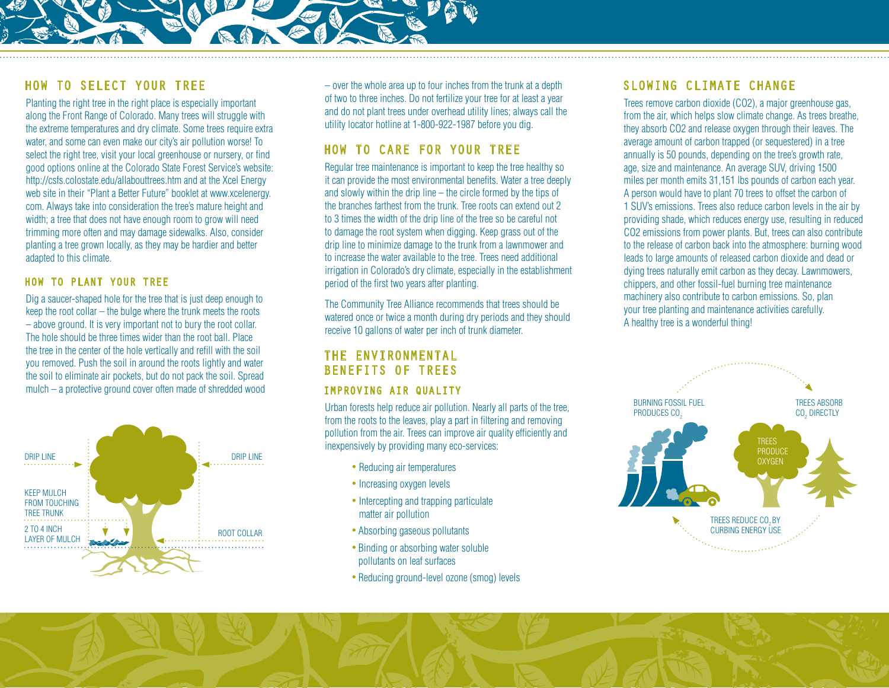## HOW TO SELECT YOUR TREE

Planting the right tree in the right place is especially important along the Front Range of Colorado. Many trees will struggle with the extreme temperatures and dry climate. Some trees require extra water, and some can even make our city's air pollution worse! To select the right tree, visit your local greenhouse or nursery, or find good options online at the Colorado State Forest Service's website: http://csfs.colostate.edu/allabouttrees.htm and at the Xcel Energy web site in their "Plant a Better Future" booklet at www.xcelenergy.com. Always take into consideration the tree's mature height and width; a tree that does not have enough room to grow will need trimming more often and may damage sidewalks. Also, consider planting a tree grown locally, as they may be hardier and better adapted to this climate.

## HOW TO PLANT YOUR TREE

Dig a saucer-shaped hole for the tree that is just deep enough to keep the root collar – the bulge where the trunk meets the roots – above ground. It is very important not to bury the root collar. The hole should be three times wider than the root ball. Place the tree in the center of the hole vertically and refill with the soil you removed. Push the soil in around the roots lightly and water the soil to eliminate air pockets, but do not pack the soil. Spread mulch – a protective ground cover often made of shredded wood – over the whole area up to four inches from the trunk at a depth of two to three inches. Do not fertilize your tree for at least a year and do not plant trees under overhead utility lines; always call the utility locator hotline at 1-800-922-1987 before you dig.

DRIP LINE
DRIP LINE
KEEP MULCH FROM TOUCHING TREE TRUNK
2 TO 4 INCH LAYER OF MULCH
ROOT COLLAR

## HOW TO CARE FOR YOUR TREE

Regular tree maintenance is important to keep the tree healthy so it can provide the most environmental benefits. Water a tree deeply and slowly within the drip line – the circle formed by the tips of the branches farthest from the trunk. Tree roots can extend out 2 to 3 times the width of the drip line of the tree so be careful not to damage the root system when digging. Keep grass out of the drip line to minimize damage to the trunk from a lawnmower and to increase the water available to the tree. Trees need additional irrigation in Colorado's dry climate, especially in the establishment period of the first two years after planting.

The Community Tree Alliance recommends that trees should be watered once or twice a month during dry periods and they should receive 10 gallons of water per inch of trunk diameter.

## THE ENVIRONMENTAL BENEFITS OF TREES

### IMPROVING AIR QUALITY

Urban forests help reduce air pollution. Nearly all parts of the tree, from the roots to the leaves, play a part in filtering and removing pollution from the air. Trees can improve air quality efficiently and inexpensively by providing many eco-services:

- Reducing air temperatures
- Increasing oxygen levels
- Intercepting and trapping particulate matter air pollution
- Absorbing gaseous pollutants
- Binding or absorbing water soluble pollutants on leaf surfaces
- Reducing ground-level ozone (smog) levels

## SLOWING CLIMATE CHANGE

Trees remove carbon dioxide (CO2), a major greenhouse gas, from the air, which helps slow climate change. As trees breathe, they absorb CO2 and release oxygen through their leaves. The average amount of carbon trapped (or sequestered) in a tree annually is 50 pounds, depending on the tree's growth rate, age, size and maintenance. An average SUV, driving 1500 miles per month emits 31,151 lbs pounds of carbon each year. A person would have to plant 70 trees to offset the carbon of 1 SUV's emissions. Trees also reduce carbon levels in the air by providing shade, which reduces energy use, resulting in reduced CO2 emissions from power plants. But, trees can also contribute to the release of carbon back into the atmosphere: burning wood leads to large amounts of released carbon dioxide and dead or dying trees naturally emit carbon as they decay. Lawnmowers, chippers, and other fossil-fuel burning tree maintenance machinery also contribute to carbon emissions. So, plan your tree planting and maintenance activities carefully. A healthy tree is a wonderful thing!

BURNING FOSSIL FUEL PRODUCES $CO_2$
TREES ABSORB $CO_2$ DIRECTLY
TREES PRODUCE OXYGEN
TREES REDUCE $CO_2$ BY CURBING ENERGY USE